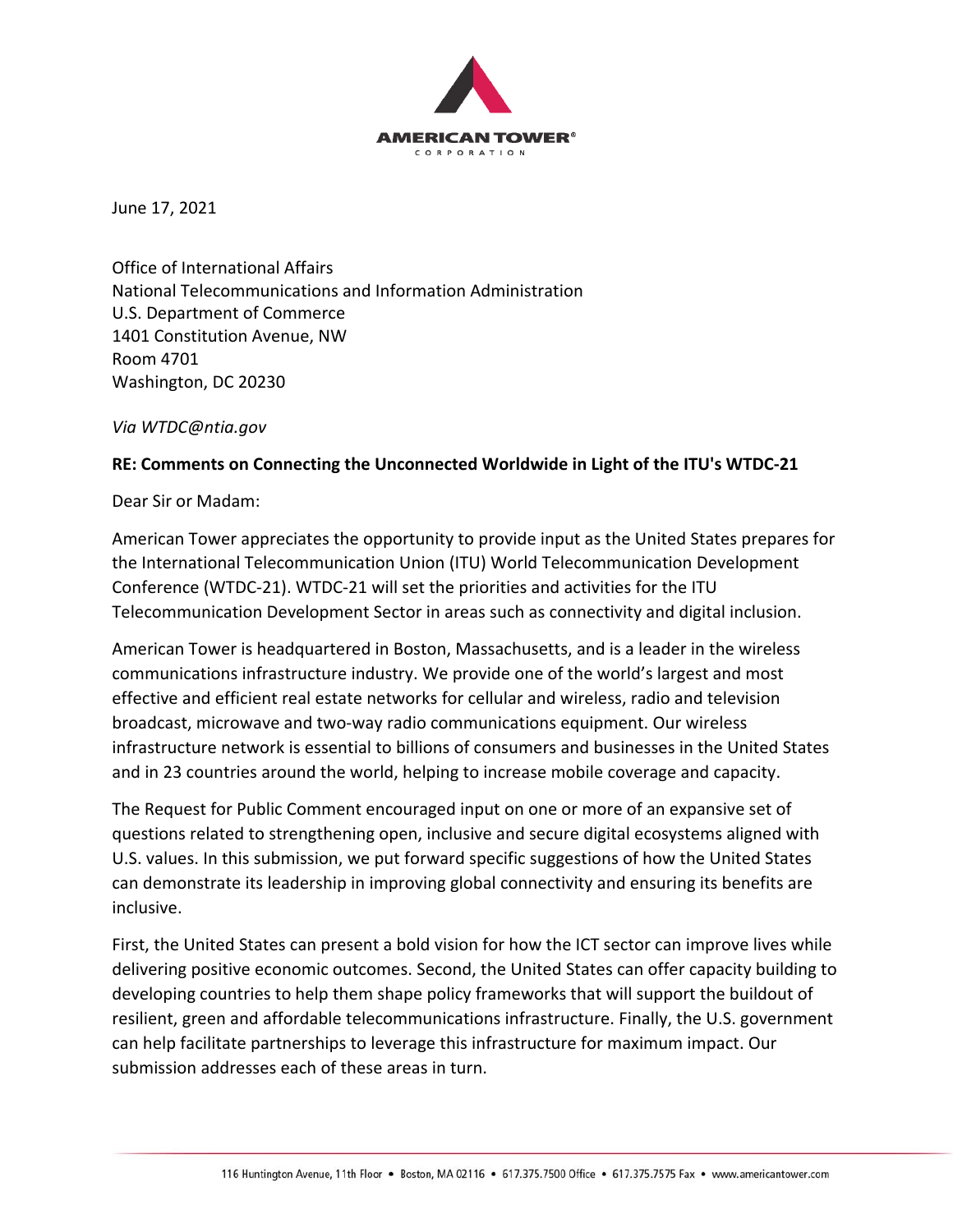**AMERICAN TOWER®**
CORPORATION

June 17, 2021

Office of International Affairs
National Telecommunications and Information Administration
U.S. Department of Commerce
1401 Constitution Avenue, NW
Room 4701
Washington, DC 20230

*Via WTDC@ntia.gov*

**RE: Comments on Connecting the Unconnected Worldwide in Light of the ITU's WTDC-21**

Dear Sir or Madam:

American Tower appreciates the opportunity to provide input as the United States prepares for the International Telecommunication Union (ITU) World Telecommunication Development Conference (WTDC-21). WTDC-21 will set the priorities and activities for the ITU Telecommunication Development Sector in areas such as connectivity and digital inclusion.

American Tower is headquartered in Boston, Massachusetts, and is a leader in the wireless communications infrastructure industry. We provide one of the world's largest and most effective and efficient real estate networks for cellular and wireless, radio and television broadcast, microwave and two-way radio communications equipment. Our wireless infrastructure network is essential to billions of consumers and businesses in the United States and in 23 countries around the world, helping to increase mobile coverage and capacity.

The Request for Public Comment encouraged input on one or more of an expansive set of questions related to strengthening open, inclusive and secure digital ecosystems aligned with U.S. values. In this submission, we put forward specific suggestions of how the United States can demonstrate its leadership in improving global connectivity and ensuring its benefits are inclusive.

First, the United States can present a bold vision for how the ICT sector can improve lives while delivering positive economic outcomes. Second, the United States can offer capacity building to developing countries to help them shape policy frameworks that will support the buildout of resilient, green and affordable telecommunications infrastructure. Finally, the U.S. government can help facilitate partnerships to leverage this infrastructure for maximum impact. Our submission addresses each of these areas in turn.

116 Huntington Avenue, 11th Floor • Boston, MA 02116 • 617.375.7500 Office • 617.375.7575 Fax • www.americantower.com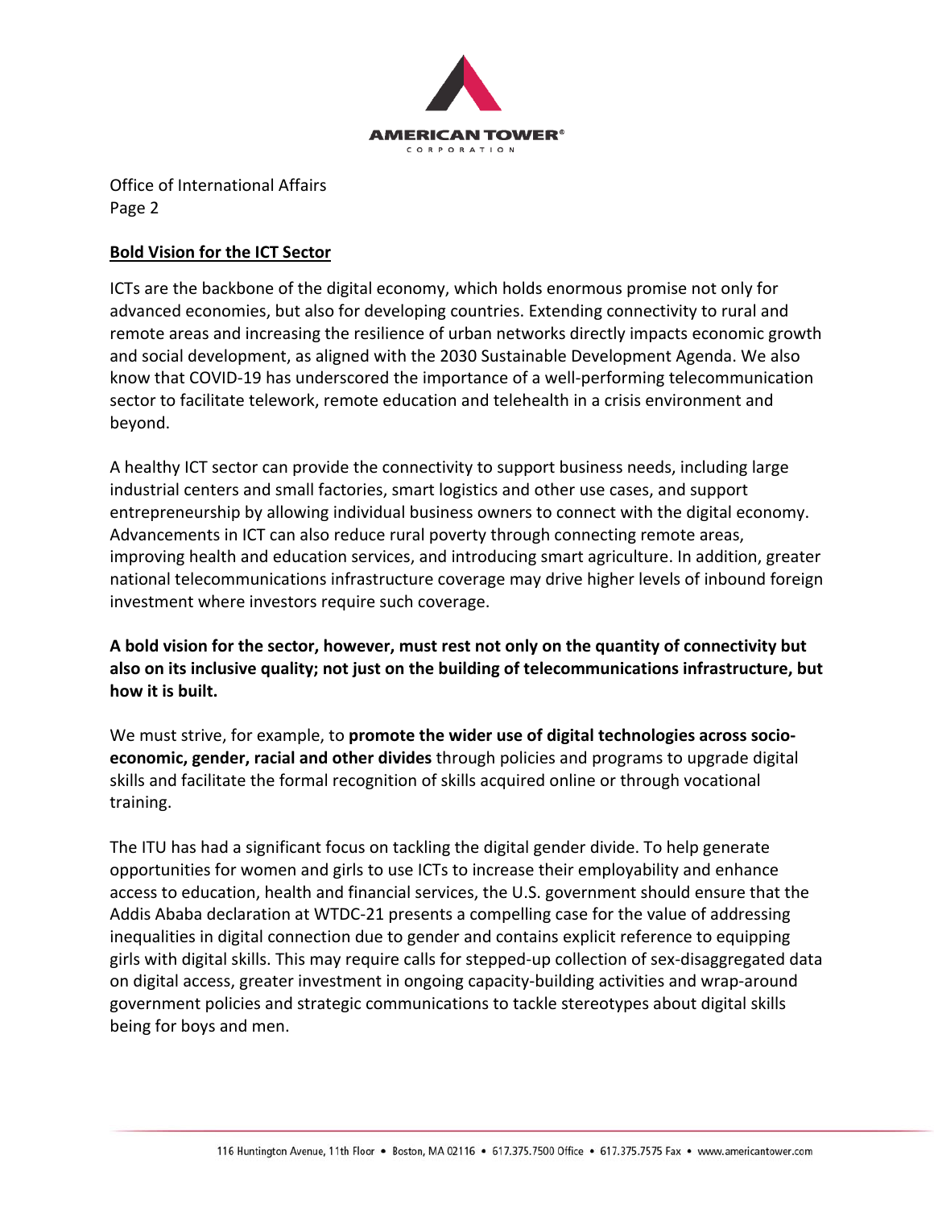## Bold Vision for the ICT Sector

ICTs are the backbone of the digital economy, which holds enormous promise not only for advanced economies, but also for developing countries. Extending connectivity to rural and remote areas and increasing the resilience of urban networks directly impacts economic growth and social development, as aligned with the 2030 Sustainable Development Agenda. We also know that COVID-19 has underscored the importance of a well-performing telecommunication sector to facilitate telework, remote education and telehealth in a crisis environment and beyond.

A healthy ICT sector can provide the connectivity to support business needs, including large industrial centers and small factories, smart logistics and other use cases, and support entrepreneurship by allowing individual business owners to connect with the digital economy. Advancements in ICT can also reduce rural poverty through connecting remote areas, improving health and education services, and introducing smart agriculture. In addition, greater national telecommunications infrastructure coverage may drive higher levels of inbound foreign investment where investors require such coverage.

**A bold vision for the sector, however, must rest not only on the quantity of connectivity but also on its inclusive quality; not just on the building of telecommunications infrastructure, but how it is built.**

We must strive, for example, to **promote the wider use of digital technologies across socio-economic, gender, racial and other divides** through policies and programs to upgrade digital skills and facilitate the formal recognition of skills acquired online or through vocational training.

The ITU has had a significant focus on tackling the digital gender divide. To help generate opportunities for women and girls to use ICTs to increase their employability and enhance access to education, health and financial services, the U.S. government should ensure that the Addis Ababa declaration at WTDC-21 presents a compelling case for the value of addressing inequalities in digital connection due to gender and contains explicit reference to equipping girls with digital skills. This may require calls for stepped-up collection of sex-disaggregated data on digital access, greater investment in ongoing capacity-building activities and wrap-around government policies and strategic communications to tackle stereotypes about digital skills being for boys and men.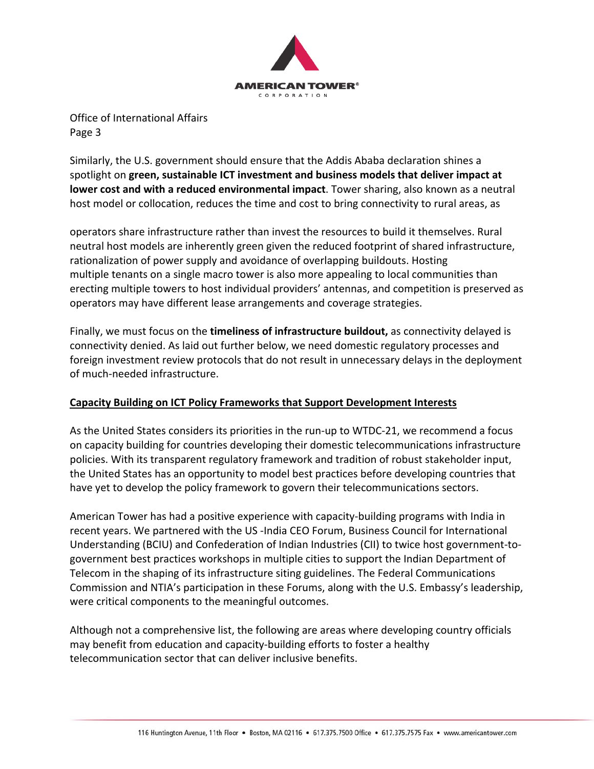Similarly, the U.S. government should ensure that the Addis Ababa declaration shines a spotlight on **green, sustainable ICT investment and business models that deliver impact at lower cost and with a reduced environmental impact**. Tower sharing, also known as a neutral host model or collocation, reduces the time and cost to bring connectivity to rural areas, as operators share infrastructure rather than invest the resources to build it themselves. Rural neutral host models are inherently green given the reduced footprint of shared infrastructure, rationalization of power supply and avoidance of overlapping buildouts. Hosting multiple tenants on a single macro tower is also more appealing to local communities than erecting multiple towers to host individual providers' antennas, and competition is preserved as operators may have different lease arrangements and coverage strategies.

Finally, we must focus on the **timeliness of infrastructure buildout,** as connectivity delayed is connectivity denied. As laid out further below, we need domestic regulatory processes and foreign investment review protocols that do not result in unnecessary delays in the deployment of much-needed infrastructure.

## Capacity Building on ICT Policy Frameworks that Support Development Interests

As the United States considers its priorities in the run-up to WTDC-21, we recommend a focus on capacity building for countries developing their domestic telecommunications infrastructure policies. With its transparent regulatory framework and tradition of robust stakeholder input, the United States has an opportunity to model best practices before developing countries that have yet to develop the policy framework to govern their telecommunications sectors.

American Tower has had a positive experience with capacity-building programs with India in recent years. We partnered with the US -India CEO Forum, Business Council for International Understanding (BCIU) and Confederation of Indian Industries (CII) to twice host government-to-government best practices workshops in multiple cities to support the Indian Department of Telecom in the shaping of its infrastructure siting guidelines. The Federal Communications Commission and NTIA's participation in these Forums, along with the U.S. Embassy's leadership, were critical components to the meaningful outcomes.

Although not a comprehensive list, the following are areas where developing country officials may benefit from education and capacity-building efforts to foster a healthy telecommunication sector that can deliver inclusive benefits.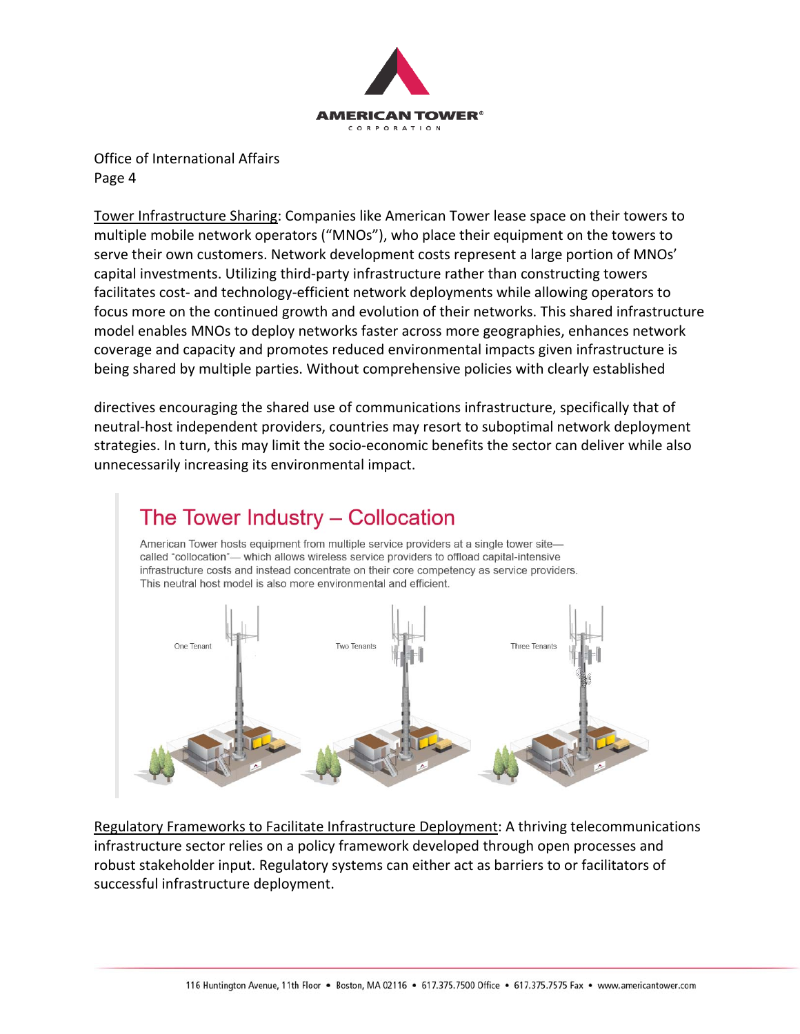Office of International Affairs
Page 4

Tower Infrastructure Sharing: Companies like American Tower lease space on their towers to multiple mobile network operators ("MNOs"), who place their equipment on the towers to serve their own customers. Network development costs represent a large portion of MNOs' capital investments. Utilizing third-party infrastructure rather than constructing towers facilitates cost- and technology-efficient network deployments while allowing operators to focus more on the continued growth and evolution of their networks. This shared infrastructure model enables MNOs to deploy networks faster across more geographies, enhances network coverage and capacity and promotes reduced environmental impacts given infrastructure is being shared by multiple parties. Without comprehensive policies with clearly established directives encouraging the shared use of communications infrastructure, specifically that of neutral-host independent providers, countries may resort to suboptimal network deployment strategies. In turn, this may limit the socio-economic benefits the sector can deliver while also unnecessarily increasing its environmental impact.

## The Tower Industry – Collocation

American Tower hosts equipment from multiple service providers at a single tower site—called "collocation"— which allows wireless service providers to offload capital-intensive infrastructure costs and instead concentrate on their core competency as service providers. This neutral host model is also more environmental and efficient.

One Tenant | Two Tenants | Three Tenants

Regulatory Frameworks to Facilitate Infrastructure Deployment: A thriving telecommunications infrastructure sector relies on a policy framework developed through open processes and robust stakeholder input. Regulatory systems can either act as barriers to or facilitators of successful infrastructure deployment.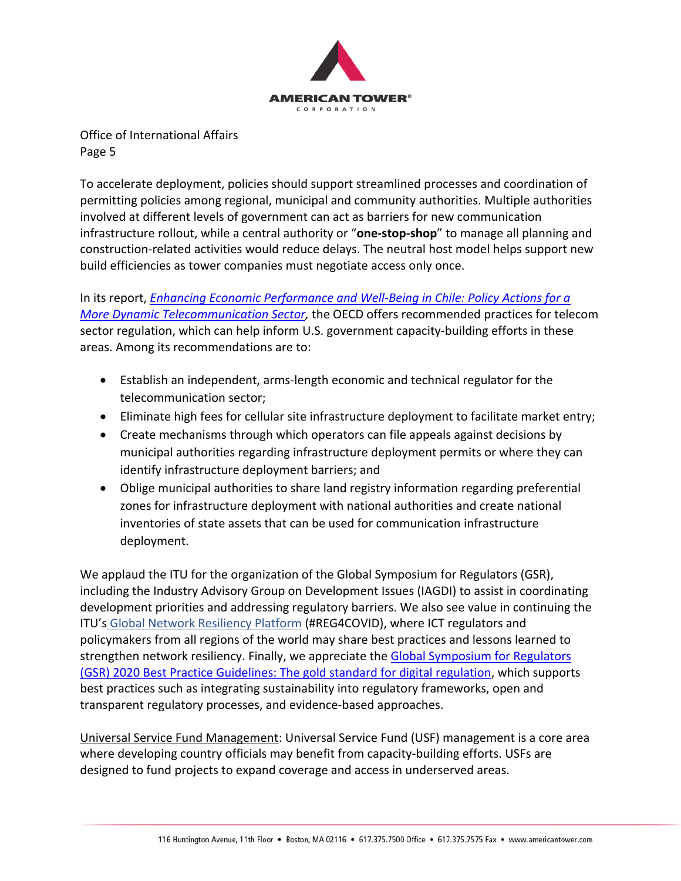To accelerate deployment, policies should support streamlined processes and coordination of permitting policies among regional, municipal and community authorities. Multiple authorities involved at different levels of government can act as barriers for new communication infrastructure rollout, while a central authority or "**one-stop-shop**" to manage all planning and construction-related activities would reduce delays. The neutral host model helps support new build efficiencies as tower companies must negotiate access only once.

In its report, *Enhancing Economic Performance and Well-Being in Chile: Policy Actions for a More Dynamic Telecommunication Sector,* the OECD offers recommended practices for telecom sector regulation, which can help inform U.S. government capacity-building efforts in these areas. Among its recommendations are to:

- Establish an independent, arms-length economic and technical regulator for the telecommunication sector;
- Eliminate high fees for cellular site infrastructure deployment to facilitate market entry;
- Create mechanisms through which operators can file appeals against decisions by municipal authorities regarding infrastructure deployment permits or where they can identify infrastructure deployment barriers; and
- Oblige municipal authorities to share land registry information regarding preferential zones for infrastructure deployment with national authorities and create national inventories of state assets that can be used for communication infrastructure deployment.

We applaud the ITU for the organization of the Global Symposium for Regulators (GSR), including the Industry Advisory Group on Development Issues (IAGDI) to assist in coordinating development priorities and addressing regulatory barriers. We also see value in continuing the ITU's Global Network Resiliency Platform (#REG4COVID), where ICT regulators and policymakers from all regions of the world may share best practices and lessons learned to strengthen network resiliency. Finally, we appreciate the Global Symposium for Regulators (GSR) 2020 Best Practice Guidelines: The gold standard for digital regulation, which supports best practices such as integrating sustainability into regulatory frameworks, open and transparent regulatory processes, and evidence-based approaches.

Universal Service Fund Management: Universal Service Fund (USF) management is a core area where developing country officials may benefit from capacity-building efforts. USFs are designed to fund projects to expand coverage and access in underserved areas.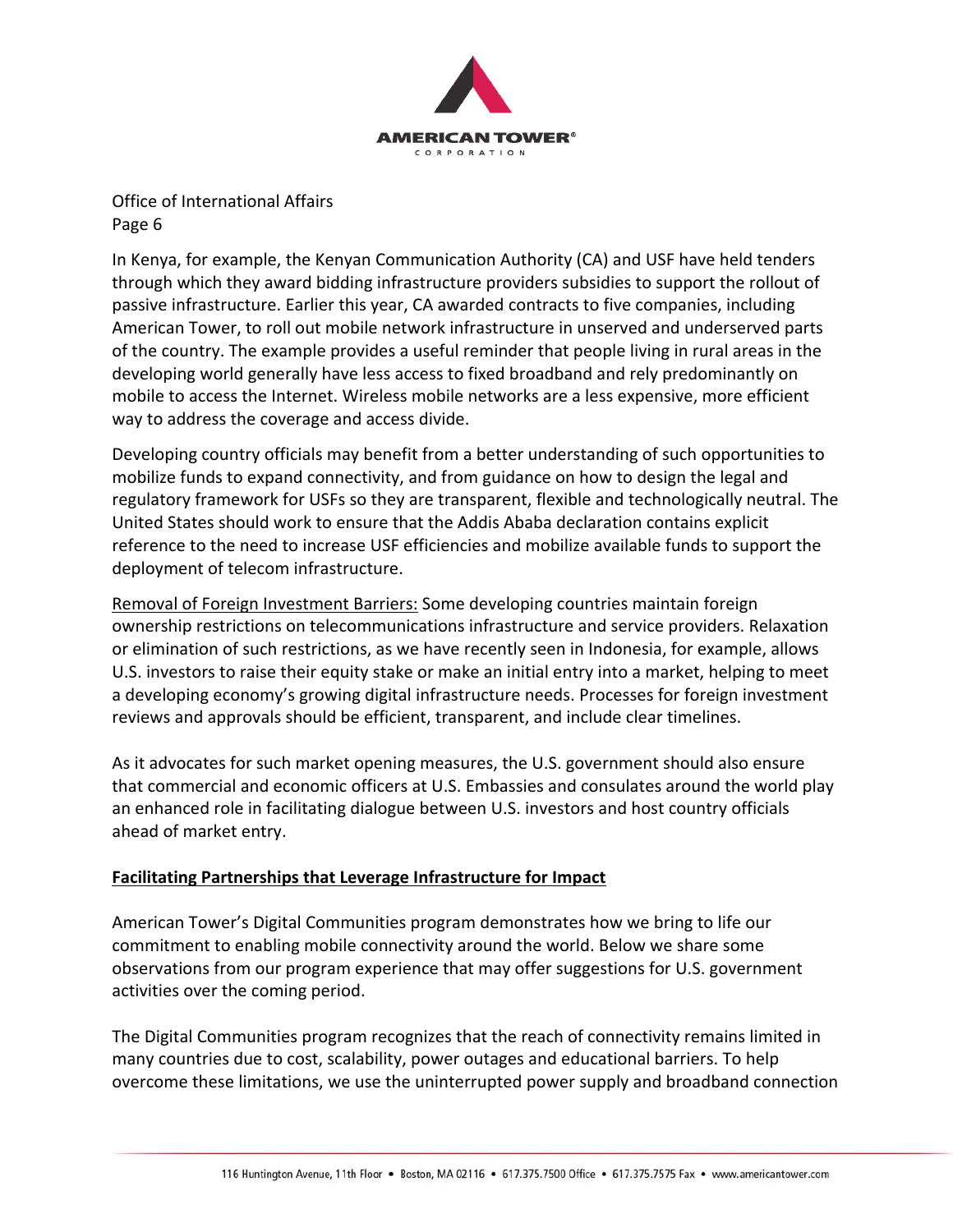In Kenya, for example, the Kenyan Communication Authority (CA) and USF have held tenders through which they award bidding infrastructure providers subsidies to support the rollout of passive infrastructure. Earlier this year, CA awarded contracts to five companies, including American Tower, to roll out mobile network infrastructure in unserved and underserved parts of the country. The example provides a useful reminder that people living in rural areas in the developing world generally have less access to fixed broadband and rely predominantly on mobile to access the Internet. Wireless mobile networks are a less expensive, more efficient way to address the coverage and access divide.

Developing country officials may benefit from a better understanding of such opportunities to mobilize funds to expand connectivity, and from guidance on how to design the legal and regulatory framework for USFs so they are transparent, flexible and technologically neutral. The United States should work to ensure that the Addis Ababa declaration contains explicit reference to the need to increase USF efficiencies and mobilize available funds to support the deployment of telecom infrastructure.

Removal of Foreign Investment Barriers: Some developing countries maintain foreign ownership restrictions on telecommunications infrastructure and service providers. Relaxation or elimination of such restrictions, as we have recently seen in Indonesia, for example, allows U.S. investors to raise their equity stake or make an initial entry into a market, helping to meet a developing economy's growing digital infrastructure needs. Processes for foreign investment reviews and approvals should be efficient, transparent, and include clear timelines.

As it advocates for such market opening measures, the U.S. government should also ensure that commercial and economic officers at U.S. Embassies and consulates around the world play an enhanced role in facilitating dialogue between U.S. investors and host country officials ahead of market entry.

**Facilitating Partnerships that Leverage Infrastructure for Impact**

American Tower's Digital Communities program demonstrates how we bring to life our commitment to enabling mobile connectivity around the world. Below we share some observations from our program experience that may offer suggestions for U.S. government activities over the coming period.

The Digital Communities program recognizes that the reach of connectivity remains limited in many countries due to cost, scalability, power outages and educational barriers. To help overcome these limitations, we use the uninterrupted power supply and broadband connection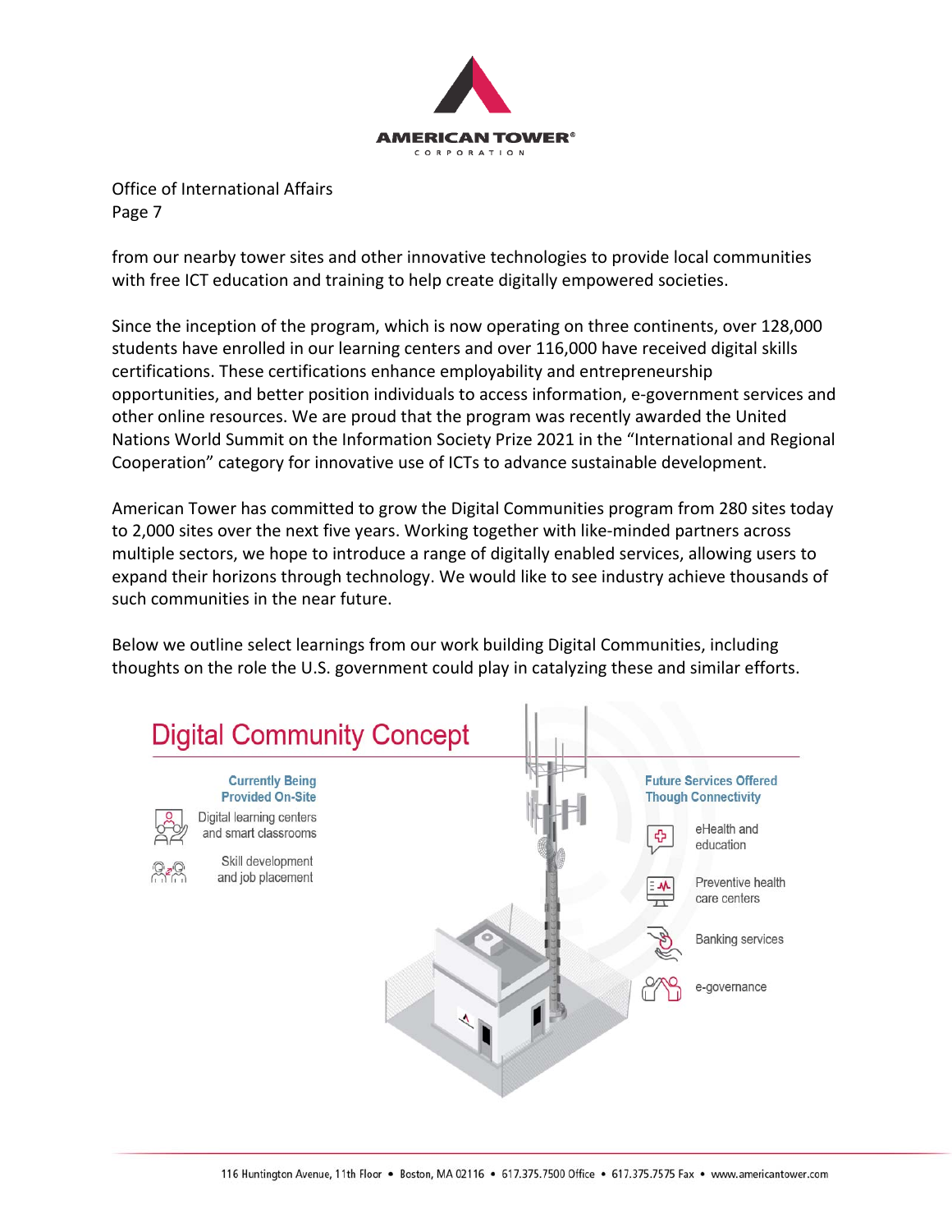from our nearby tower sites and other innovative technologies to provide local communities with free ICT education and training to help create digitally empowered societies.

Since the inception of the program, which is now operating on three continents, over 128,000 students have enrolled in our learning centers and over 116,000 have received digital skills certifications. These certifications enhance employability and entrepreneurship opportunities, and better position individuals to access information, e-government services and other online resources. We are proud that the program was recently awarded the United Nations World Summit on the Information Society Prize 2021 in the "International and Regional Cooperation" category for innovative use of ICTs to advance sustainable development.

American Tower has committed to grow the Digital Communities program from 280 sites today to 2,000 sites over the next five years. Working together with like-minded partners across multiple sectors, we hope to introduce a range of digitally enabled services, allowing users to expand their horizons through technology. We would like to see industry achieve thousands of such communities in the near future.

Below we outline select learnings from our work building Digital Communities, including thoughts on the role the U.S. government could play in catalyzing these and similar efforts.

## Digital Community Concept

**Currently Being Provided On-Site**

- Digital learning centers and smart classrooms
- Skill development and job placement

**Future Services Offered Though Connectivity**

- eHealth and education
- Preventive health care centers
- Banking services
- e-governance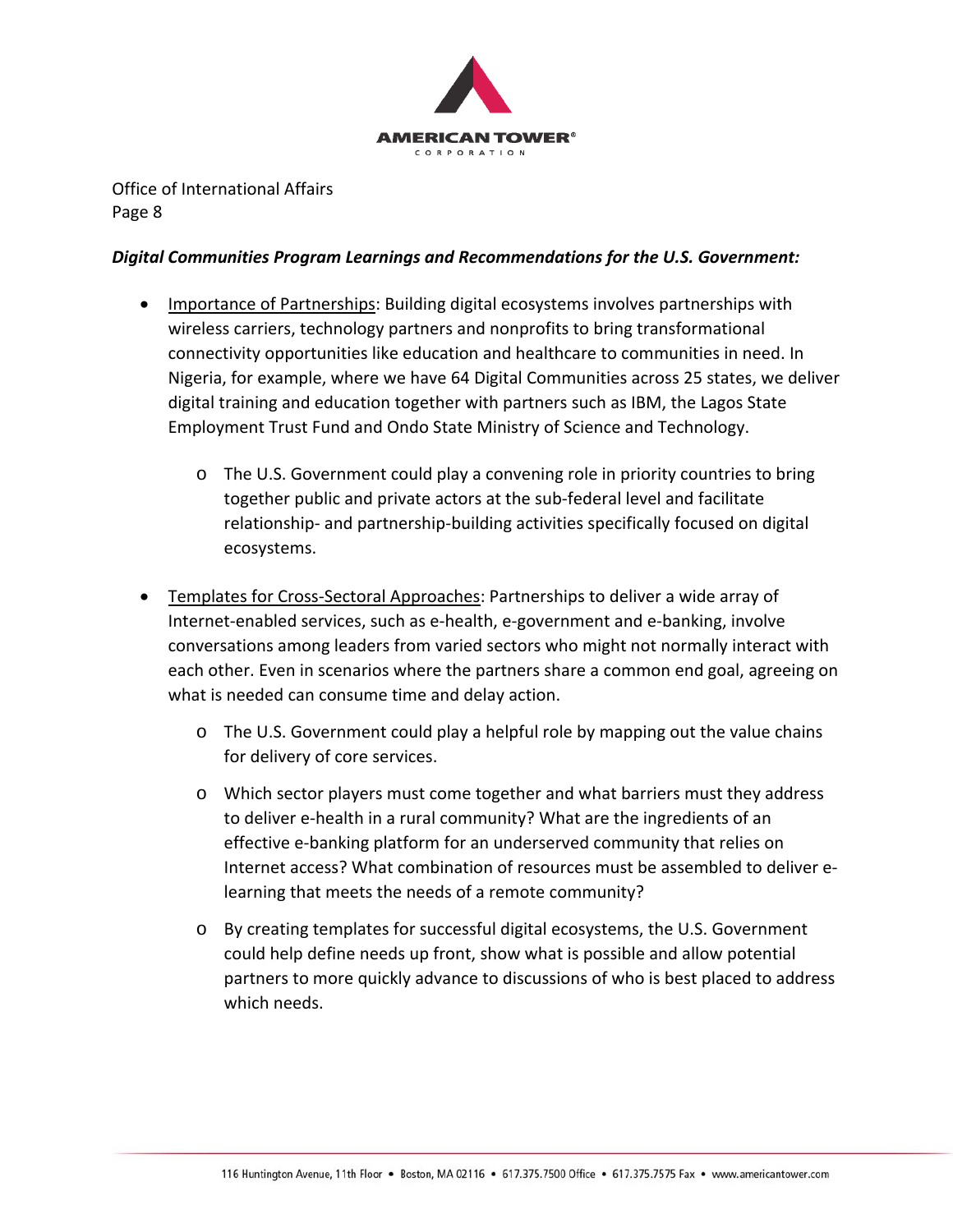Office of International Affairs

***Digital Communities Program Learnings and Recommendations for the U.S. Government:***

- Importance of Partnerships: Building digital ecosystems involves partnerships with wireless carriers, technology partners and nonprofits to bring transformational connectivity opportunities like education and healthcare to communities in need. In Nigeria, for example, where we have 64 Digital Communities across 25 states, we deliver digital training and education together with partners such as IBM, the Lagos State Employment Trust Fund and Ondo State Ministry of Science and Technology.
  - The U.S. Government could play a convening role in priority countries to bring together public and private actors at the sub-federal level and facilitate relationship- and partnership-building activities specifically focused on digital ecosystems.

- Templates for Cross-Sectoral Approaches: Partnerships to deliver a wide array of Internet-enabled services, such as e-health, e-government and e-banking, involve conversations among leaders from varied sectors who might not normally interact with each other. Even in scenarios where the partners share a common end goal, agreeing on what is needed can consume time and delay action.
  - The U.S. Government could play a helpful role by mapping out the value chains for delivery of core services.
  - Which sector players must come together and what barriers must they address to deliver e-health in a rural community? What are the ingredients of an effective e-banking platform for an underserved community that relies on Internet access? What combination of resources must be assembled to deliver e-learning that meets the needs of a remote community?
  - By creating templates for successful digital ecosystems, the U.S. Government could help define needs up front, show what is possible and allow potential partners to more quickly advance to discussions of who is best placed to address which needs.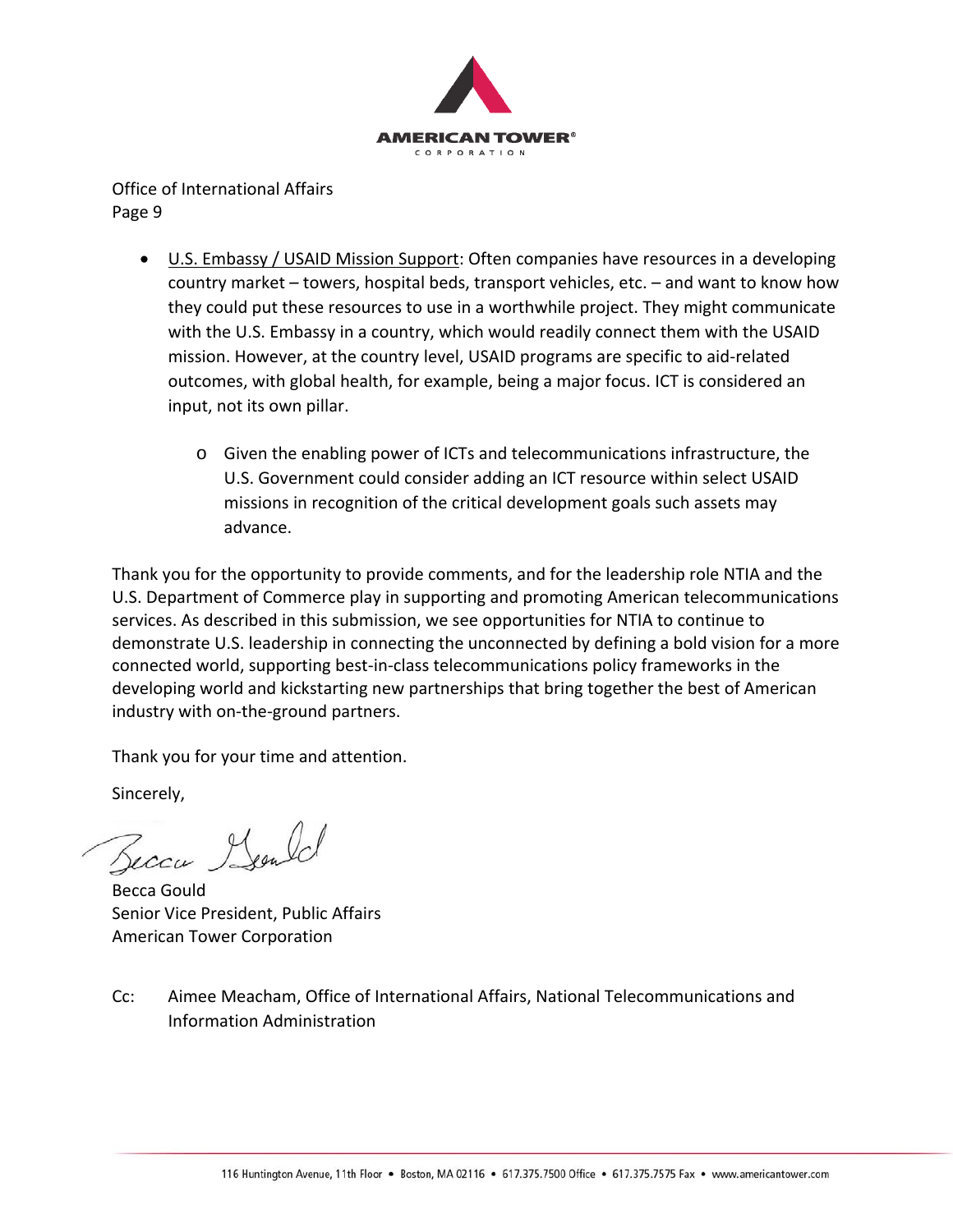- U.S. Embassy / USAID Mission Support: Often companies have resources in a developing country market – towers, hospital beds, transport vehicles, etc. – and want to know how they could put these resources to use in a worthwhile project. They might communicate with the U.S. Embassy in a country, which would readily connect them with the USAID mission. However, at the country level, USAID programs are specific to aid-related outcomes, with global health, for example, being a major focus. ICT is considered an input, not its own pillar.
    - Given the enabling power of ICTs and telecommunications infrastructure, the U.S. Government could consider adding an ICT resource within select USAID missions in recognition of the critical development goals such assets may advance.

Thank you for the opportunity to provide comments, and for the leadership role NTIA and the U.S. Department of Commerce play in supporting and promoting American telecommunications services. As described in this submission, we see opportunities for NTIA to continue to demonstrate U.S. leadership in connecting the unconnected by defining a bold vision for a more connected world, supporting best-in-class telecommunications policy frameworks in the developing world and kickstarting new partnerships that bring together the best of American industry with on-the-ground partners.

Thank you for your time and attention.

Sincerely,

Becca Gould
Senior Vice President, Public Affairs
American Tower Corporation

Cc: Aimee Meacham, Office of International Affairs, National Telecommunications and Information Administration